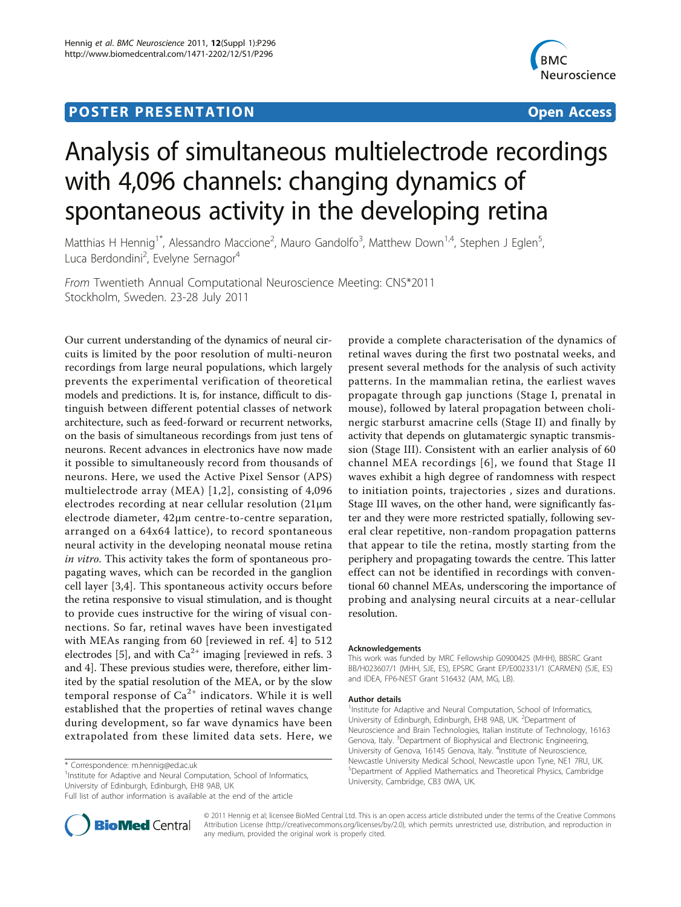**POSTER PRESENTATION** **Open Access**

# Analysis of simultaneous multielectrode recordings with 4,096 channels: changing dynamics of spontaneous activity in the developing retina

Matthias H Hennig[1*], Alessandro Maccione[2], Mauro Gandolfo[3], Matthew Down[1,4], Stephen J Eglen[5], Luca Berdondini[2], Evelyne Sernagor[4]

*From* Twentieth Annual Computational Neuroscience Meeting: CNS*2011
Stockholm, Sweden. 23-28 July 2011

Our current understanding of the dynamics of neural circuits is limited by the poor resolution of multi-neuron recordings from large neural populations, which largely prevents the experimental verification of theoretical models and predictions. It is, for instance, difficult to distinguish between different potential classes of network architecture, such as feed-forward or recurrent networks, on the basis of simultaneous recordings from just tens of neurons. Recent advances in electronics have now made it possible to simultaneously record from thousands of neurons. Here, we used the Active Pixel Sensor (APS) multielectrode array (MEA) [1,2], consisting of 4,096 electrodes recording at near cellular resolution (21μm electrode diameter, 42μm centre-to-centre separation, arranged on a 64x64 lattice), to record spontaneous neural activity in the developing neonatal mouse retina *in vitro*. This activity takes the form of spontaneous propagating waves, which can be recorded in the ganglion cell layer [3,4]. This spontaneous activity occurs before the retina responsive to visual stimulation, and is thought to provide cues instructive for the wiring of visual connections. So far, retinal waves have been investigated with MEAs ranging from 60 [reviewed in ref. 4] to 512 electrodes [5], and with $Ca^{2+}$ imaging [reviewed in refs. 3 and 4]. These previous studies were, therefore, either limited by the spatial resolution of the MEA, or by the slow temporal response of $Ca^{2+}$ indicators. While it is well established that the properties of retinal waves change during development, so far wave dynamics have been extrapolated from these limited data sets. Here, we provide a complete characterisation of the dynamics of retinal waves during the first two postnatal weeks, and present several methods for the analysis of such activity patterns. In the mammalian retina, the earliest waves propagate through gap junctions (Stage I, prenatal in mouse), followed by lateral propagation between cholinergic starburst amacrine cells (Stage II) and finally by activity that depends on glutamatergic synaptic transmission (Stage III). Consistent with an earlier analysis of 60 channel MEA recordings [6], we found that Stage II waves exhibit a high degree of randomness with respect to initiation points, trajectories , sizes and durations. Stage III waves, on the other hand, were significantly faster and they were more restricted spatially, following several clear repetitive, non-random propagation patterns that appear to tile the retina, mostly starting from the periphery and propagating towards the centre. This latter effect can not be identified in recordings with conventional 60 channel MEAs, underscoring the importance of probing and analysing neural circuits at a near-cellular resolution.

#### Acknowledgements

This work was funded by MRC Fellowship G0900425 (MHH), BBSRC Grant BB/H023607/1 (MHH, SJE, ES), EPSRC Grant EP/E002331/1 (CARMEN) (SJE, ES) and IDEA, FP6-NEST Grant 516432 (AM, MG, LB).

#### Author details

[1]Institute for Adaptive and Neural Computation, School of Informatics, University of Edinburgh, Edinburgh, EH8 9AB, UK. [2]Department of Neuroscience and Brain Technologies, Italian Institute of Technology, 16163 Genova, Italy. [3]Department of Biophysical and Electronic Engineering, University of Genova, 16145 Genova, Italy. [4]Institute of Neuroscience, Newcastle University Medical School, Newcastle upon Tyne, NE1 7RU, UK. [5]Department of Applied Mathematics and Theoretical Physics, Cambridge University, Cambridge, CB3 0WA, UK.

\* Correspondence: m.hennig@ed.ac.uk
[1]Institute for Adaptive and Neural Computation, School of Informatics, University of Edinburgh, Edinburgh, EH8 9AB, UK
Full list of author information is available at the end of the article

© 2011 Hennig et al; licensee BioMed Central Ltd. This is an open access article distributed under the terms of the Creative Commons Attribution License (http://creativecommons.org/licenses/by/2.0), which permits unrestricted use, distribution, and reproduction in any medium, provided the original work is properly cited.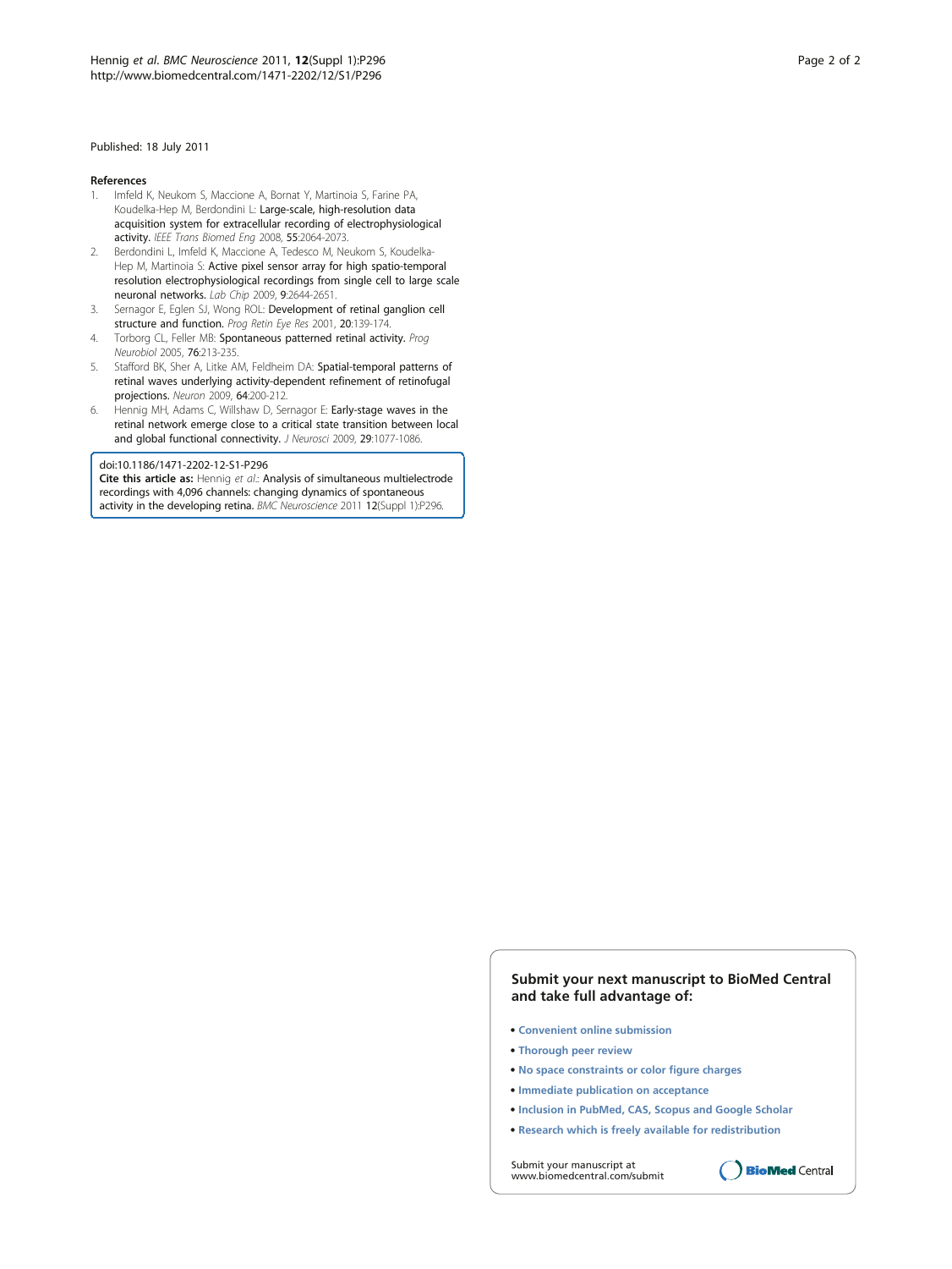Published: 18 July 2011

## References

1. Imfeld K, Neukom S, Maccione A, Bornat Y, Martinoia S, Farine PA, Koudelka-Hep M, Berdondini L: **Large-scale, high-resolution data acquisition system for extracellular recording of electrophysiological activity.** *IEEE Trans Biomed Eng* 2008, **55**:2064-2073.
2. Berdondini L, Imfeld K, Maccione A, Tedesco M, Neukom S, Koudelka-Hep M, Martinoia S: **Active pixel sensor array for high spatio-temporal resolution electrophysiological recordings from single cell to large scale neuronal networks.** *Lab Chip* 2009, **9**:2644-2651.
3. Sernagor E, Eglen SJ, Wong ROL: **Development of retinal ganglion cell structure and function.** *Prog Retin Eye Res* 2001, **20**:139-174.
4. Torborg CL, Feller MB: **Spontaneous patterned retinal activity.** *Prog Neurobiol* 2005, **76**:213-235.
5. Stafford BK, Sher A, Litke AM, Feldheim DA: **Spatial-temporal patterns of retinal waves underlying activity-dependent refinement of retinofugal projections.** *Neuron* 2009, **64**:200-212.
6. Hennig MH, Adams C, Willshaw D, Sernagor E: **Early-stage waves in the retinal network emerge close to a critical state transition between local and global functional connectivity.** *J Neurosci* 2009, **29**:1077-1086.

doi:10.1186/1471-2202-12-S1-P296

**Cite this article as:** Hennig *et al.*: Analysis of simultaneous multielectrode recordings with 4,096 channels: changing dynamics of spontaneous activity in the developing retina. *BMC Neuroscience* 2011 **12**(Suppl 1):P296.

**Submit your next manuscript to BioMed Central and take full advantage of:**

- Convenient online submission
- Thorough peer review
- No space constraints or color figure charges
- Immediate publication on acceptance
- Inclusion in PubMed, CAS, Scopus and Google Scholar
- Research which is freely available for redistribution

Submit your manuscript at www.biomedcentral.com/submit

BioMed Central